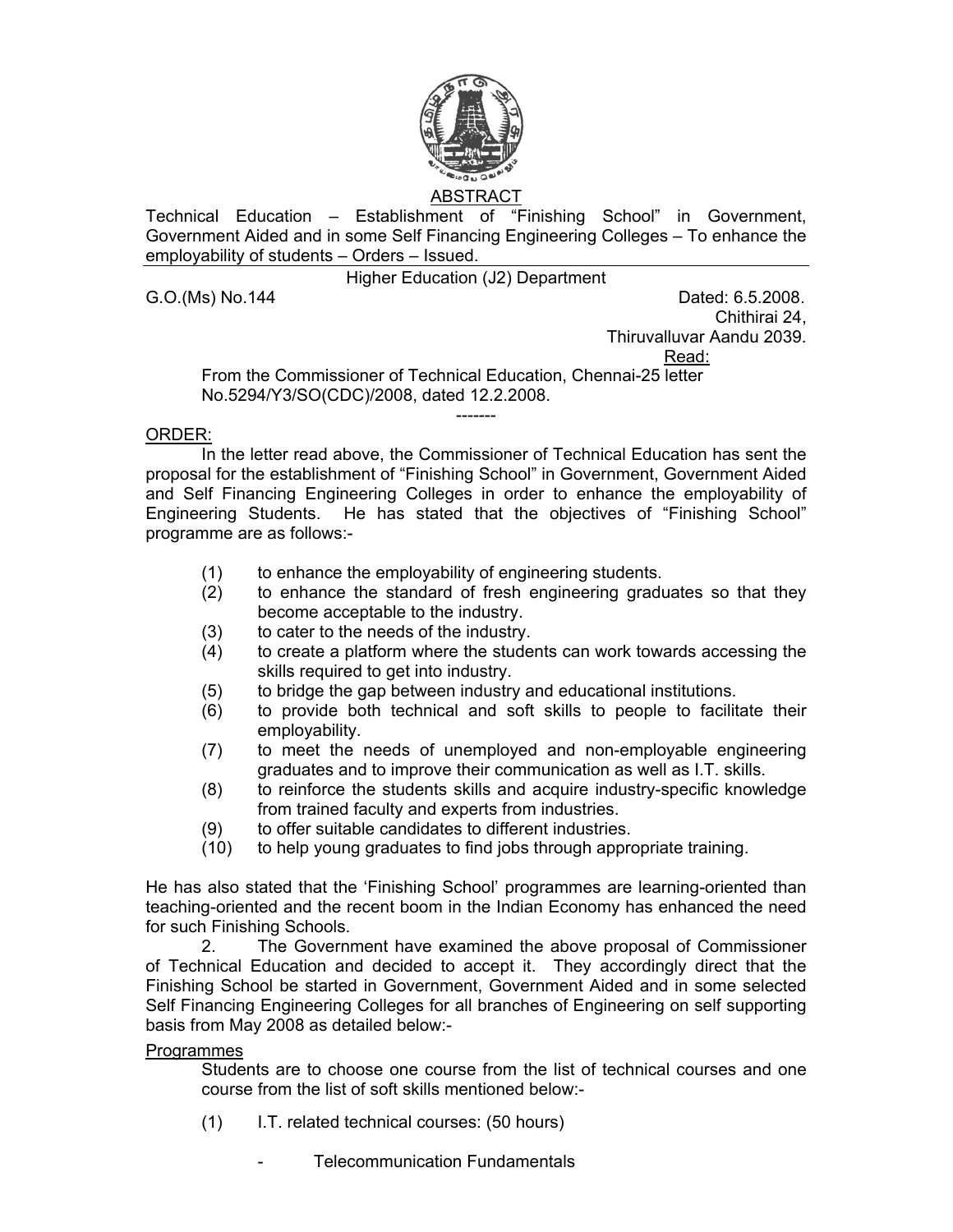## ABSTRACT

Technical Education – Establishment of "Finishing School" in Government, Government Aided and in some Self Financing Engineering Colleges – To enhance the employability of students – Orders – Issued.

Higher Education (J2) Department

G.O.(Ms) No.144 Dated: 6.5.2008.
Chithirai 24,
Thiruvalluvar Aandu 2039.

Read:

From the Commissioner of Technical Education, Chennai-25 letter No.5294/Y3/SO(CDC)/2008, dated 12.2.2008.

-------

ORDER:

In the letter read above, the Commissioner of Technical Education has sent the proposal for the establishment of "Finishing School" in Government, Government Aided and Self Financing Engineering Colleges in order to enhance the employability of Engineering Students. He has stated that the objectives of "Finishing School" programme are as follows:-

(1) to enhance the employability of engineering students.
(2) to enhance the standard of fresh engineering graduates so that they become acceptable to the industry.
(3) to cater to the needs of the industry.
(4) to create a platform where the students can work towards accessing the skills required to get into industry.
(5) to bridge the gap between industry and educational institutions.
(6) to provide both technical and soft skills to people to facilitate their employability.
(7) to meet the needs of unemployed and non-employable engineering graduates and to improve their communication as well as I.T. skills.
(8) to reinforce the students skills and acquire industry-specific knowledge from trained faculty and experts from industries.
(9) to offer suitable candidates to different industries.
(10) to help young graduates to find jobs through appropriate training.

He has also stated that the 'Finishing School' programmes are learning-oriented than teaching-oriented and the recent boom in the Indian Economy has enhanced the need for such Finishing Schools.

2. The Government have examined the above proposal of Commissioner of Technical Education and decided to accept it. They accordingly direct that the Finishing School be started in Government, Government Aided and in some selected Self Financing Engineering Colleges for all branches of Engineering on self supporting basis from May 2008 as detailed below:-

Programmes

Students are to choose one course from the list of technical courses and one course from the list of soft skills mentioned below:-

(1) I.T. related technical courses: (50 hours)

- Telecommunication Fundamentals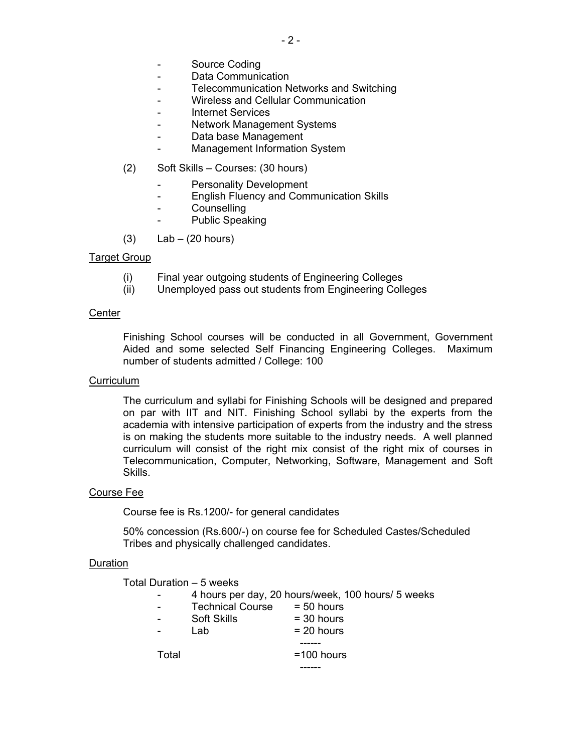- Source Coding
- Data Communication
- Telecommunication Networks and Switching
- Wireless and Cellular Communication
- Internet Services
- Network Management Systems
- Data base Management
- Management Information System

(2) Soft Skills – Courses: (30 hours)

- Personality Development
- English Fluency and Communication Skills
- Counselling
- Public Speaking

(3) Lab – (20 hours)

<u>Target Group</u>

(i) Final year outgoing students of Engineering Colleges
(ii) Unemployed pass out students from Engineering Colleges

<u>Center</u>

Finishing School courses will be conducted in all Government, Government Aided and some selected Self Financing Engineering Colleges. Maximum number of students admitted / College: 100

<u>Curriculum</u>

The curriculum and syllabi for Finishing Schools will be designed and prepared on par with IIT and NIT. Finishing School syllabi by the experts from the academia with intensive participation of experts from the industry and the stress is on making the students more suitable to the industry needs. A well planned curriculum will consist of the right mix consist of the right mix of courses in Telecommunication, Computer, Networking, Software, Management and Soft Skills.

<u>Course Fee</u>

Course fee is Rs.1200/- for general candidates

50% concession (Rs.600/-) on course fee for Scheduled Castes/Scheduled Tribes and physically challenged candidates.

<u>Duration</u>

Total Duration – 5 weeks

- 4 hours per day, 20 hours/week, 100 hours/ 5 weeks
- Technical Course = 50 hours
- Soft Skills = 30 hours
- Lab = 20 hours

------

Total =100 hours

------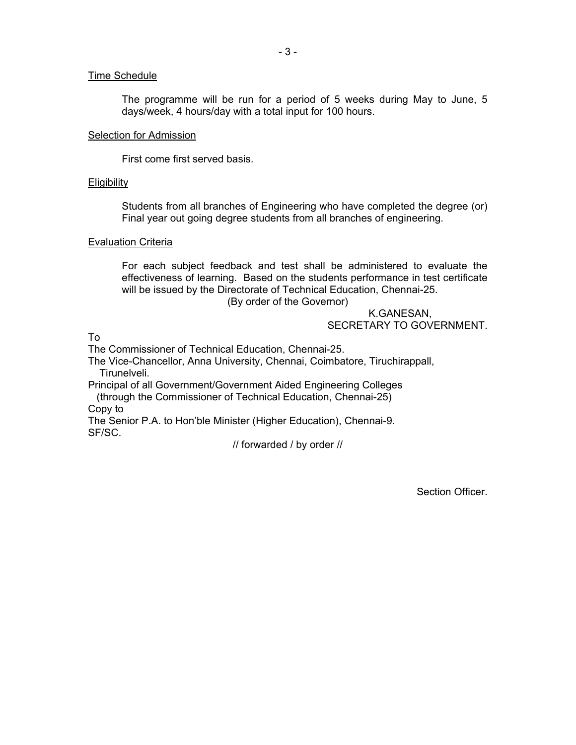Time Schedule

The programme will be run for a period of 5 weeks during May to June, 5 days/week, 4 hours/day with a total input for 100 hours.

Selection for Admission

First come first served basis.

Eligibility

Students from all branches of Engineering who have completed the degree (or) Final year out going degree students from all branches of engineering.

Evaluation Criteria

For each subject feedback and test shall be administered to evaluate the effectiveness of learning. Based on the students performance in test certificate will be issued by the Directorate of Technical Education, Chennai-25.

(By order of the Governor)

K.GANESAN,
SECRETARY TO GOVERNMENT.

To
The Commissioner of Technical Education, Chennai-25.
The Vice-Chancellor, Anna University, Chennai, Coimbatore, Tiruchirappall, Tirunelveli.
Principal of all Government/Government Aided Engineering Colleges (through the Commissioner of Technical Education, Chennai-25)
Copy to
The Senior P.A. to Hon'ble Minister (Higher Education), Chennai-9.
SF/SC.

// forwarded / by order //

Section Officer.